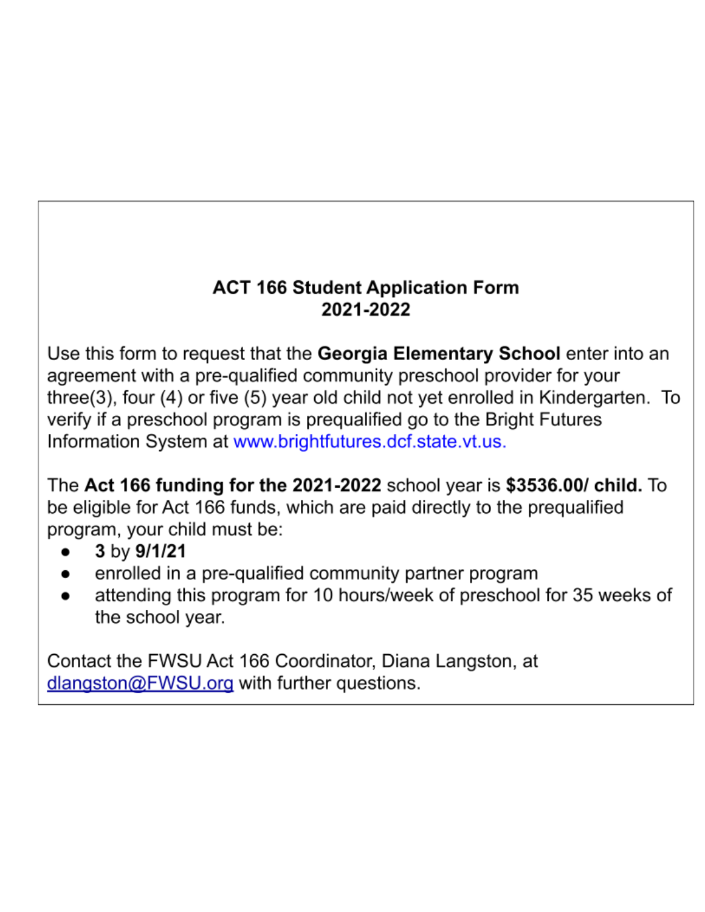# ACT 166 Student Application Form
## 2021-2022

Use this form to request that the **Georgia Elementary School** enter into an agreement with a pre-qualified community preschool provider for your three(3), four (4) or five (5) year old child not yet enrolled in Kindergarten. To verify if a preschool program is prequalified go to the Bright Futures Information System at www.brightfutures.dcf.state.vt.us.

The **Act 166 funding for the 2021-2022** school year is **$3536.00/ child.** To be eligible for Act 166 funds, which are paid directly to the prequalified program, your child must be:

- **3** by **9/1/21**
- enrolled in a pre-qualified community partner program
- attending this program for 10 hours/week of preschool for 35 weeks of the school year.

Contact the FWSU Act 166 Coordinator, Diana Langston, at dlangston@FWSU.org with further questions.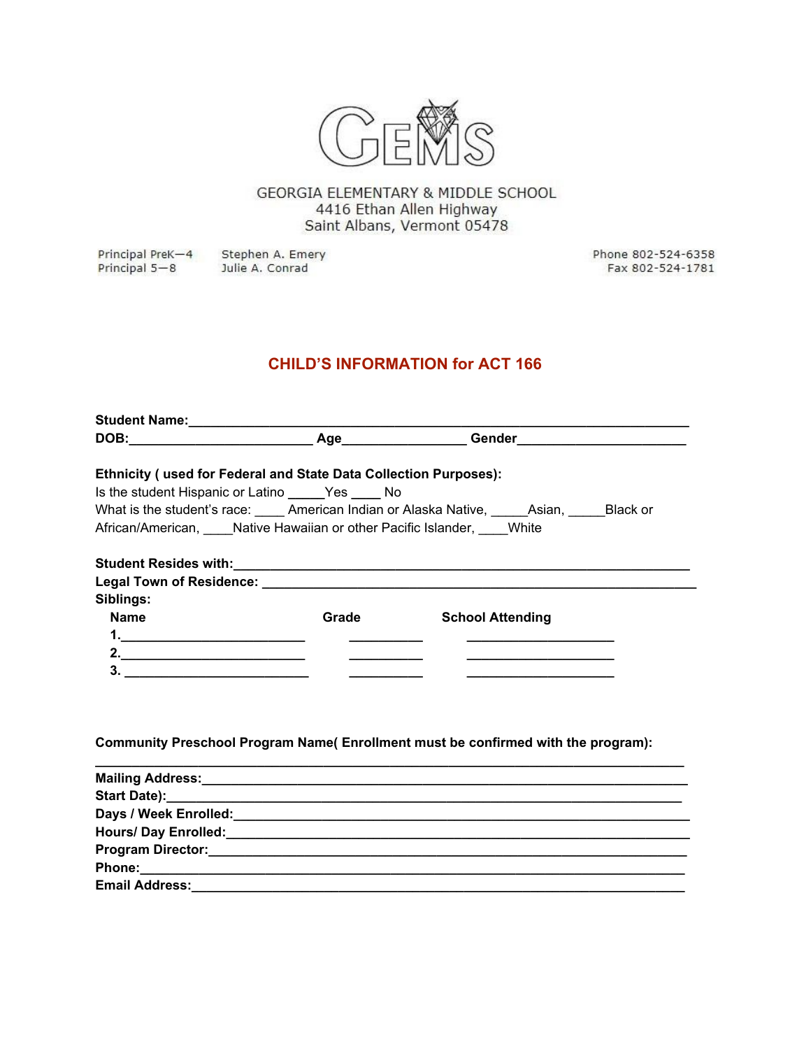GEMS

GEORGIA ELEMENTARY & MIDDLE SCHOOL
4416 Ethan Allen Highway
Saint Albans, Vermont 05478

| | | |
|---|---|---|
| Principal PreK—4 | Stephen A. Emery | Phone 802-524-6358 |
| Principal 5—8 | Julie A. Conrad | Fax 802-524-1781 |

## CHILD'S INFORMATION for ACT 166

**Student Name:**\_\_\_\_\_\_\_\_\_\_\_\_\_\_\_\_\_\_\_\_\_\_\_\_\_\_\_\_\_\_\_\_\_\_\_\_\_\_\_\_\_\_\_\_\_\_\_\_\_\_\_\_\_\_\_\_\_\_\_\_
**DOB:**\_\_\_\_\_\_\_\_\_\_\_\_\_\_\_\_\_\_\_\_\_\_\_\_ **Age**\_\_\_\_\_\_\_\_\_\_\_\_\_\_\_ **Gender**\_\_\_\_\_\_\_\_\_\_\_\_\_\_\_\_\_\_\_\_\_

**Ethnicity ( used for Federal and State Data Collection Purposes):**
Is the student Hispanic or Latino \_\_\_\_\_Yes \_\_\_\_ No
What is the student's race: \_\_\_\_ American Indian or Alaska Native, \_\_\_\_\_Asian, \_\_\_\_\_Black or African/American, \_\_\_\_Native Hawaiian or other Pacific Islander, \_\_\_\_White

**Student Resides with:**\_\_\_\_\_\_\_\_\_\_\_\_\_\_\_\_\_\_\_\_\_\_\_\_\_\_\_\_\_\_\_\_\_\_\_\_\_\_\_\_\_\_\_\_\_\_\_\_\_\_\_\_\_\_
**Legal Town of Residence:** \_\_\_\_\_\_\_\_\_\_\_\_\_\_\_\_\_\_\_\_\_\_\_\_\_\_\_\_\_\_\_\_\_\_\_\_\_\_\_\_\_\_\_\_\_\_\_\_\_\_\_\_
**Siblings:**

| Name | Grade | School Attending |
|---|---|---|
| 1.\_\_\_\_\_\_\_\_\_\_\_\_\_\_\_\_\_\_\_\_\_\_\_\_ | \_\_\_\_\_\_\_\_\_\_ | \_\_\_\_\_\_\_\_\_\_\_\_\_\_\_\_\_\_\_\_ |
| 2.\_\_\_\_\_\_\_\_\_\_\_\_\_\_\_\_\_\_\_\_\_\_\_\_ | \_\_\_\_\_\_\_\_\_\_ | \_\_\_\_\_\_\_\_\_\_\_\_\_\_\_\_\_\_\_\_ |
| 3. \_\_\_\_\_\_\_\_\_\_\_\_\_\_\_\_\_\_\_\_\_\_\_\_ | \_\_\_\_\_\_\_\_\_\_ | \_\_\_\_\_\_\_\_\_\_\_\_\_\_\_\_\_\_\_\_ |

**Community Preschool Program Name( Enrollment must be confirmed with the program):**
\_\_\_\_\_\_\_\_\_\_\_\_\_\_\_\_\_\_\_\_\_\_\_\_\_\_\_\_\_\_\_\_\_\_\_\_\_\_\_\_\_\_\_\_\_\_\_\_\_\_\_\_\_\_\_\_\_\_\_\_\_\_\_\_\_\_\_\_\_\_\_\_
**Mailing Address:**\_\_\_\_\_\_\_\_\_\_\_\_\_\_\_\_\_\_\_\_\_\_\_\_\_\_\_\_\_\_\_\_\_\_\_\_\_\_\_\_\_\_\_\_\_\_\_\_\_\_\_\_\_\_\_\_\_\_\_
**Start Date):**\_\_\_\_\_\_\_\_\_\_\_\_\_\_\_\_\_\_\_\_\_\_\_\_\_\_\_\_\_\_\_\_\_\_\_\_\_\_\_\_\_\_\_\_\_\_\_\_\_\_\_\_\_\_\_\_\_\_\_\_\_\_
**Days / Week Enrolled:**\_\_\_\_\_\_\_\_\_\_\_\_\_\_\_\_\_\_\_\_\_\_\_\_\_\_\_\_\_\_\_\_\_\_\_\_\_\_\_\_\_\_\_\_\_\_\_\_\_\_\_\_\_\_
**Hours/ Day Enrolled:**\_\_\_\_\_\_\_\_\_\_\_\_\_\_\_\_\_\_\_\_\_\_\_\_\_\_\_\_\_\_\_\_\_\_\_\_\_\_\_\_\_\_\_\_\_\_\_\_\_\_\_\_\_\_\_
**Program Director:**\_\_\_\_\_\_\_\_\_\_\_\_\_\_\_\_\_\_\_\_\_\_\_\_\_\_\_\_\_\_\_\_\_\_\_\_\_\_\_\_\_\_\_\_\_\_\_\_\_\_\_\_\_\_\_\_\_\_
**Phone:**\_\_\_\_\_\_\_\_\_\_\_\_\_\_\_\_\_\_\_\_\_\_\_\_\_\_\_\_\_\_\_\_\_\_\_\_\_\_\_\_\_\_\_\_\_\_\_\_\_\_\_\_\_\_\_\_\_\_\_\_\_\_\_\_\_\_
**Email Address:**\_\_\_\_\_\_\_\_\_\_\_\_\_\_\_\_\_\_\_\_\_\_\_\_\_\_\_\_\_\_\_\_\_\_\_\_\_\_\_\_\_\_\_\_\_\_\_\_\_\_\_\_\_\_\_\_\_\_\_\_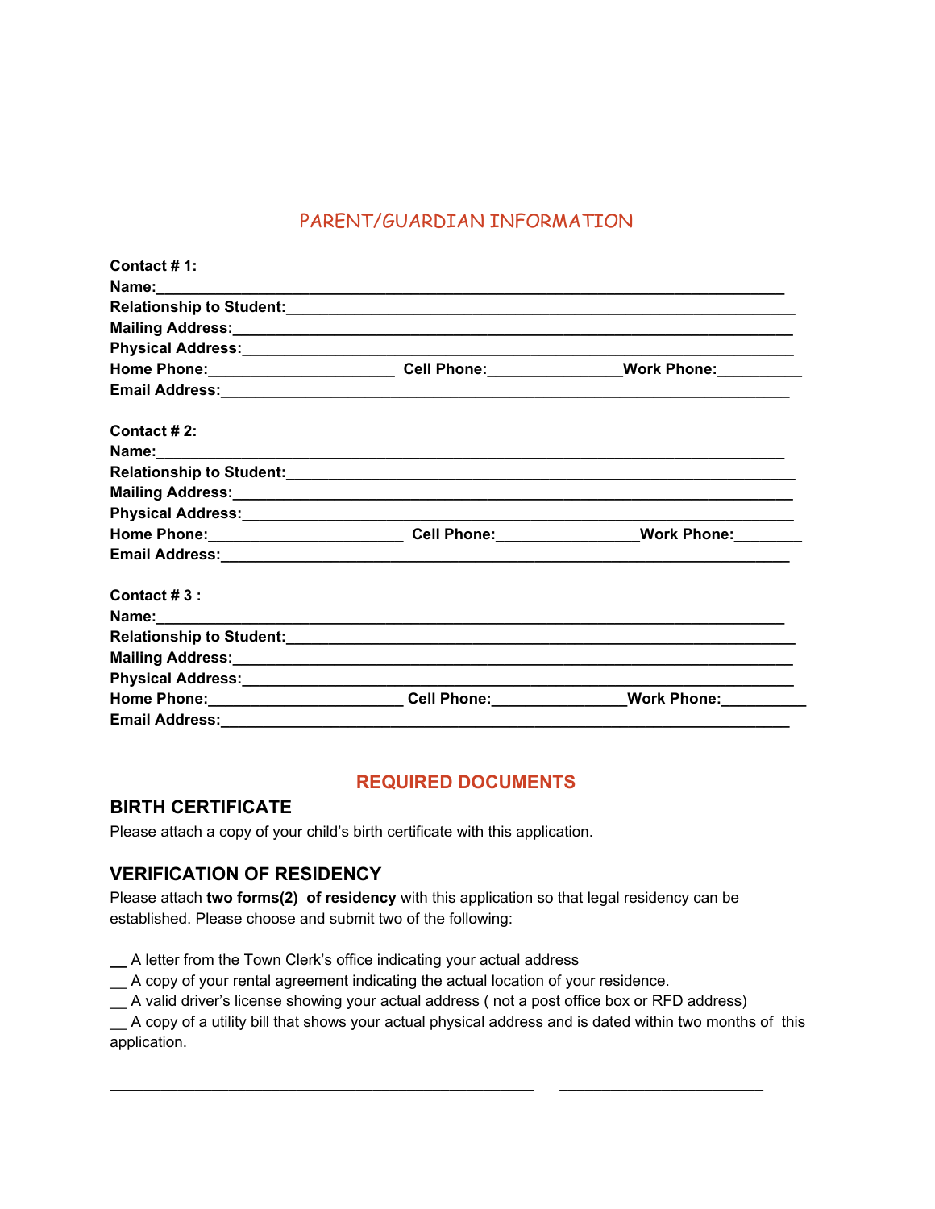## PARENT/GUARDIAN INFORMATION

**Contact # 1:**
**Name:**________________________________________________________________________
**Relationship to Student:**__________________________________________________________
**Mailing Address:**_______________________________________________________________
**Physical Address:**______________________________________________________________
**Home Phone:**_____________________ **Cell Phone:**_______________**Work Phone:**__________
**Email Address:**_________________________________________________________________

**Contact # 2:**
**Name:**________________________________________________________________________
**Relationship to Student:**__________________________________________________________
**Mailing Address:**_______________________________________________________________
**Physical Address:**______________________________________________________________
**Home Phone:**______________________ **Cell Phone:**________________**Work Phone:**________
**Email Address:**_________________________________________________________________

**Contact # 3 :**
**Name:**________________________________________________________________________
**Relationship to Student:**__________________________________________________________
**Mailing Address:**_______________________________________________________________
**Physical Address:**______________________________________________________________
**Home Phone:**______________________ **Cell Phone:**_______________**Work Phone:**__________
**Email Address:**_________________________________________________________________

## REQUIRED DOCUMENTS

### BIRTH CERTIFICATE

Please attach a copy of your child's birth certificate with this application.

### VERIFICATION OF RESIDENCY

Please attach **two forms(2) of residency** with this application so that legal residency can be established. Please choose and submit two of the following:

__ A letter from the Town Clerk's office indicating your actual address
__ A copy of your rental agreement indicating the actual location of your residence.
__ A valid driver's license showing your actual address ( not a post office box or RFD address)
__ A copy of a utility bill that shows your actual physical address and is dated within two months of this application.

_______________________________________________ ______________________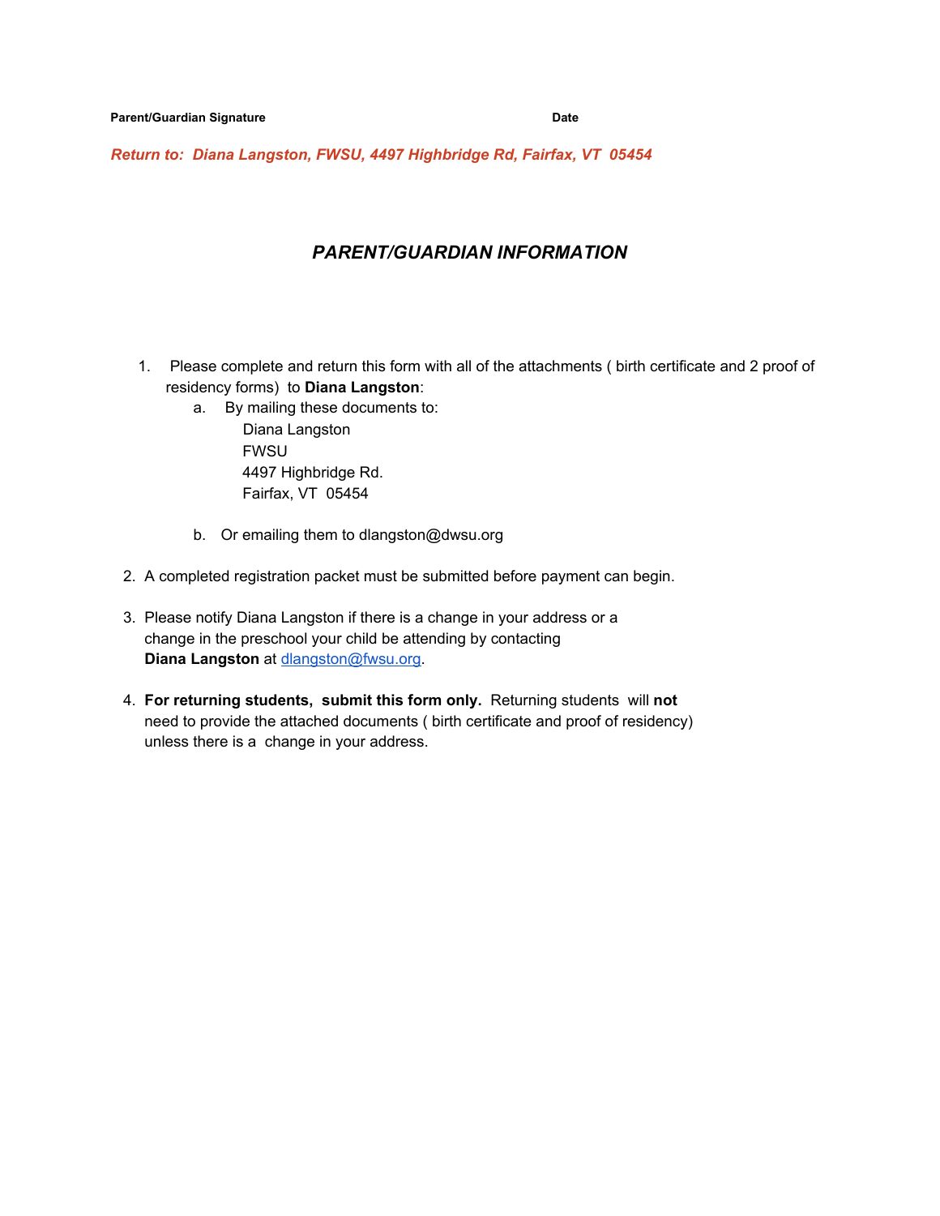**Parent/Guardian Signature** **Date**

***Return to: Diana Langston, FWSU, 4497 Highbridge Rd, Fairfax, VT 05454***

## *PARENT/GUARDIAN INFORMATION*

1. Please complete and return this form with all of the attachments ( birth certificate and 2 proof of residency forms) to **Diana Langston**:
   a. By mailing these documents to:
      Diana Langston
      FWSU
      4497 Highbridge Rd.
      Fairfax, VT 05454

   b. Or emailing them to dlangston@dwsu.org

2. A completed registration packet must be submitted before payment can begin.

3. Please notify Diana Langston if there is a change in your address or a change in the preschool your child be attending by contacting **Diana Langston** at dlangston@fwsu.org.

4. **For returning students, submit this form only.** Returning students will **not** need to provide the attached documents ( birth certificate and proof of residency) unless there is a change in your address.